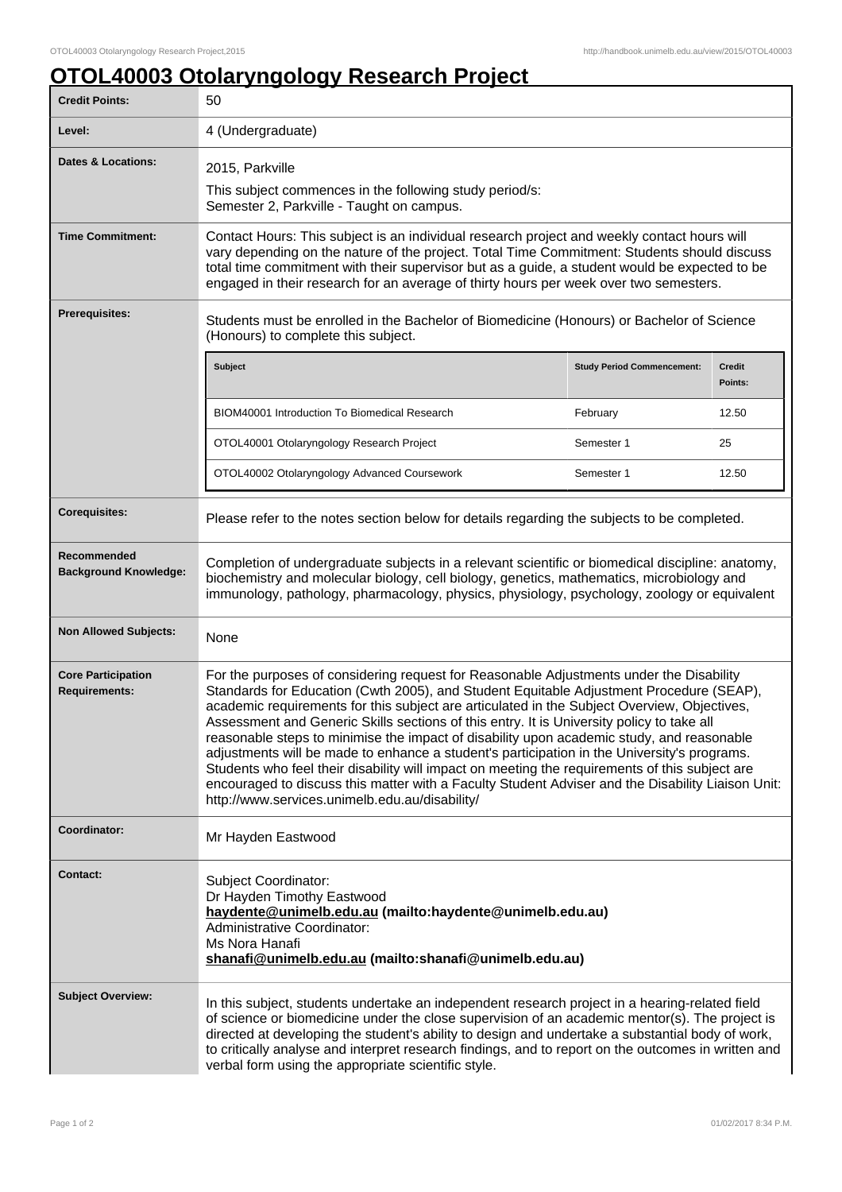# OTOL40003 Otolaryngology Research Project

| | |
|---|---|
| **Credit Points:** | 50 |
| **Level:** | 4 (Undergraduate) |
| **Dates & Locations:** | 2015, Parkville<br>This subject commences in the following study period/s:<br>Semester 2, Parkville - Taught on campus. |
| **Time Commitment:** | Contact Hours: This subject is an individual research project and weekly contact hours will vary depending on the nature of the project. Total Time Commitment: Students should discuss total time commitment with their supervisor but as a guide, a student would be expected to be engaged in their research for an average of thirty hours per week over two semesters. |
| **Prerequisites:** | Students must be enrolled in the Bachelor of Biomedicine (Honours) or Bachelor of Science (Honours) to complete this subject. |
| **Corequisites:** | Please refer to the notes section below for details regarding the subjects to be completed. |
| **Recommended Background Knowledge:** | Completion of undergraduate subjects in a relevant scientific or biomedical discipline: anatomy, biochemistry and molecular biology, cell biology, genetics, mathematics, microbiology and immunology, pathology, pharmacology, physics, physiology, psychology, zoology or equivalent |
| **Non Allowed Subjects:** | None |
| **Core Participation Requirements:** | For the purposes of considering request for Reasonable Adjustments under the Disability Standards for Education (Cwth 2005), and Student Equitable Adjustment Procedure (SEAP), academic requirements for this subject are articulated in the Subject Overview, Objectives, Assessment and Generic Skills sections of this entry. It is University policy to take all reasonable steps to minimise the impact of disability upon academic study, and reasonable adjustments will be made to enhance a student's participation in the University's programs. Students who feel their disability will impact on meeting the requirements of this subject are encouraged to discuss this matter with a Faculty Student Adviser and the Disability Liaison Unit: http://www.services.unimelb.edu.au/disability/ |
| **Coordinator:** | Mr Hayden Eastwood |
| **Contact:** | Subject Coordinator:<br>Dr Hayden Timothy Eastwood<br>**haydente@unimelb.edu.au (mailto:haydente@unimelb.edu.au)**<br>Administrative Coordinator:<br>Ms Nora Hanafi<br>**shanafi@unimelb.edu.au (mailto:shanafi@unimelb.edu.au)** |
| **Subject Overview:** | In this subject, students undertake an independent research project in a hearing-related field of science or biomedicine under the close supervision of an academic mentor(s). The project is directed at developing the student's ability to design and undertake a substantial body of work, to critically analyse and interpret research findings, and to report on the outcomes in written and verbal form using the appropriate scientific style. |

Prerequisite subjects:

| Subject | Study Period Commencement: | Credit Points: |
|---|---|---|
| BIOM40001 Introduction To Biomedical Research | February | 12.50 |
| OTOL40001 Otolaryngology Research Project | Semester 1 | 25 |
| OTOL40002 Otolaryngology Advanced Coursework | Semester 1 | 12.50 |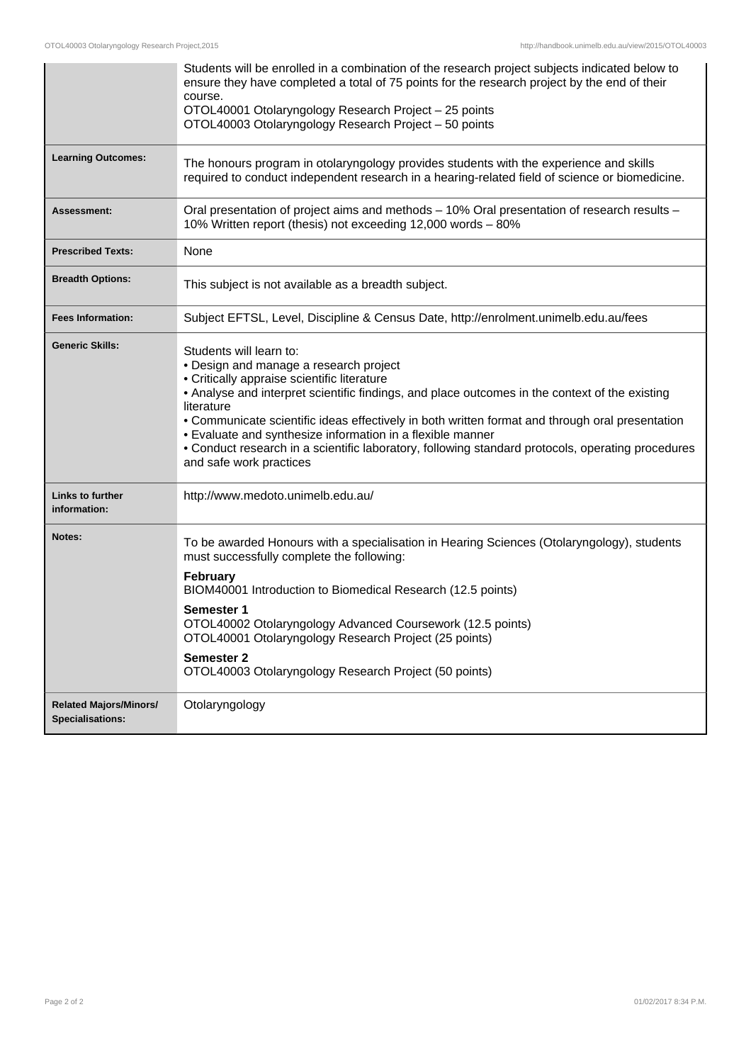| | |
|---|---|
| | Students will be enrolled in a combination of the research project subjects indicated below to ensure they have completed a total of 75 points for the research project by the end of their course.<br>OTOL40001 Otolaryngology Research Project – 25 points<br>OTOL40003 Otolaryngology Research Project – 50 points |
| **Learning Outcomes:** | The honours program in otolaryngology provides students with the experience and skills required to conduct independent research in a hearing-related field of science or biomedicine. |
| **Assessment:** | Oral presentation of project aims and methods – 10% Oral presentation of research results – 10% Written report (thesis) not exceeding 12,000 words – 80% |
| **Prescribed Texts:** | None |
| **Breadth Options:** | This subject is not available as a breadth subject. |
| **Fees Information:** | Subject EFTSL, Level, Discipline & Census Date, http://enrolment.unimelb.edu.au/fees |
| **Generic Skills:** | Students will learn to:<br>• Design and manage a research project<br>• Critically appraise scientific literature<br>• Analyse and interpret scientific findings, and place outcomes in the context of the existing literature<br>• Communicate scientific ideas effectively in both written format and through oral presentation<br>• Evaluate and synthesize information in a flexible manner<br>• Conduct research in a scientific laboratory, following standard protocols, operating procedures and safe work practices |
| **Links to further information:** | http://www.medoto.unimelb.edu.au/ |
| **Notes:** | To be awarded Honours with a specialisation in Hearing Sciences (Otolaryngology), students must successfully complete the following:<br>**February**<br>BIOM40001 Introduction to Biomedical Research (12.5 points)<br>**Semester 1**<br>OTOL40002 Otolaryngology Advanced Coursework (12.5 points)<br>OTOL40001 Otolaryngology Research Project (25 points)<br>**Semester 2**<br>OTOL40003 Otolaryngology Research Project (50 points) |
| **Related Majors/Minors/ Specialisations:** | Otolaryngology |